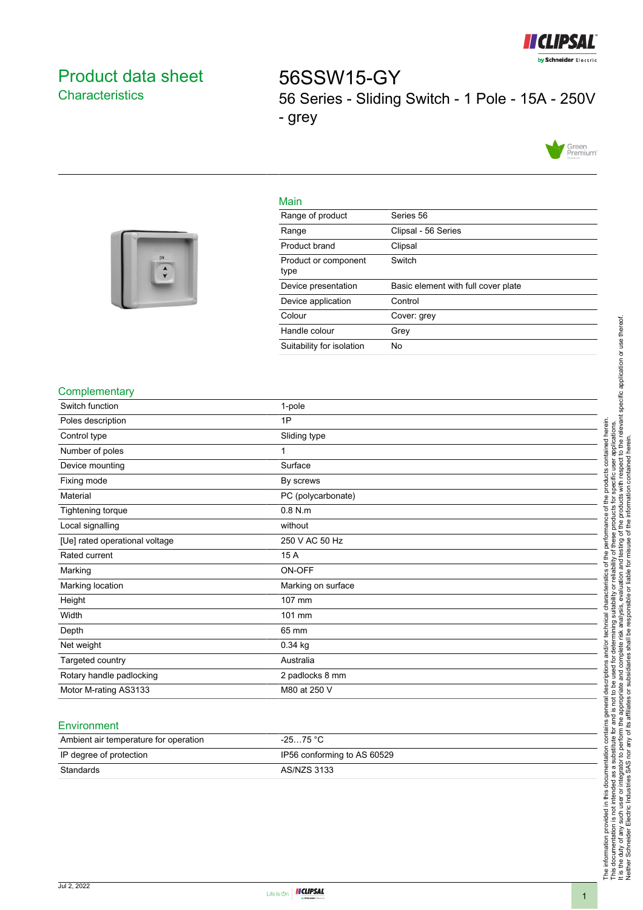# Product data sheet

## Characteristics

# 56SSW15-GY

56 Series - Sliding Switch - 1 Pole - 15A - 250V - grey

## Main

| | |
|---|---|
| Range of product | Series 56 |
| Range | Clipsal - 56 Series |
| Product brand | Clipsal |
| Product or component type | Switch |
| Device presentation | Basic element with full cover plate |
| Device application | Control |
| Colour | Cover: grey |
| Handle colour | Grey |
| Suitability for isolation | No |

## Complementary

| | |
|---|---|
| Switch function | 1-pole |
| Poles description | 1P |
| Control type | Sliding type |
| Number of poles | 1 |
| Device mounting | Surface |
| Fixing mode | By screws |
| Material | PC (polycarbonate) |
| Tightening torque | 0.8 N.m |
| Local signalling | without |
| [Ue] rated operational voltage | 250 V AC 50 Hz |
| Rated current | 15 A |
| Marking | ON-OFF |
| Marking location | Marking on surface |
| Height | 107 mm |
| Width | 101 mm |
| Depth | 65 mm |
| Net weight | 0.34 kg |
| Targeted country | Australia |
| Rotary handle padlocking | 2 padlocks 8 mm |
| Motor M-rating AS3133 | M80 at 250 V |

## Environment

| | |
|---|---|
| Ambient air temperature for operation | -25…75 °C |
| IP degree of protection | IP56 conforming to AS 60529 |
| Standards | AS/NZS 3133 |

The information provided in this documentation contains general descriptions and/or technical characteristics of the performance of the products contained herein. This documentation is not intended as a substitute for and is not to be used for determining suitability or reliability of these products for specific user applications. It is the duty of any such user or integrator to perform the appropriate and complete risk analysis, evaluation and testing of the products with respect to the relevant specific application or use thereof. Neither Schneider Electric Industries SAS nor any of its affiliates or subsidiaries shall be responsible or liable for misuse of the information contained herein.

Jul 2, 2022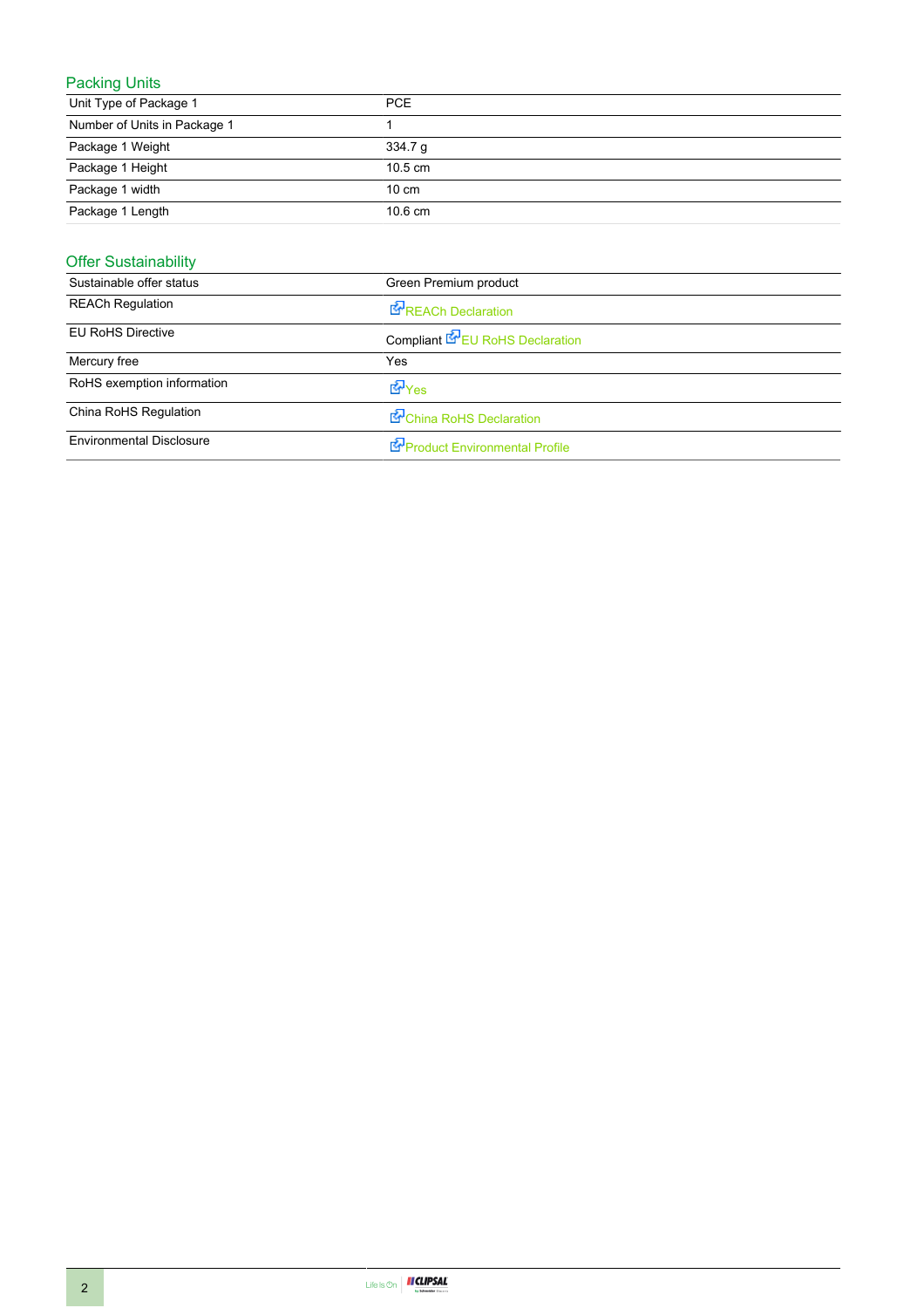## Packing Units

| | |
|---|---|
| Unit Type of Package 1 | PCE |
| Number of Units in Package 1 | 1 |
| Package 1 Weight | 334.7 g |
| Package 1 Height | 10.5 cm |
| Package 1 width | 10 cm |
| Package 1 Length | 10.6 cm |

## Offer Sustainability

| | |
|---|---|
| Sustainable offer status | Green Premium product |
| REACh Regulation | REACh Declaration |
| EU RoHS Directive | Compliant EU RoHS Declaration |
| Mercury free | Yes |
| RoHS exemption information | Yes |
| China RoHS Regulation | China RoHS Declaration |
| Environmental Disclosure | Product Environmental Profile |